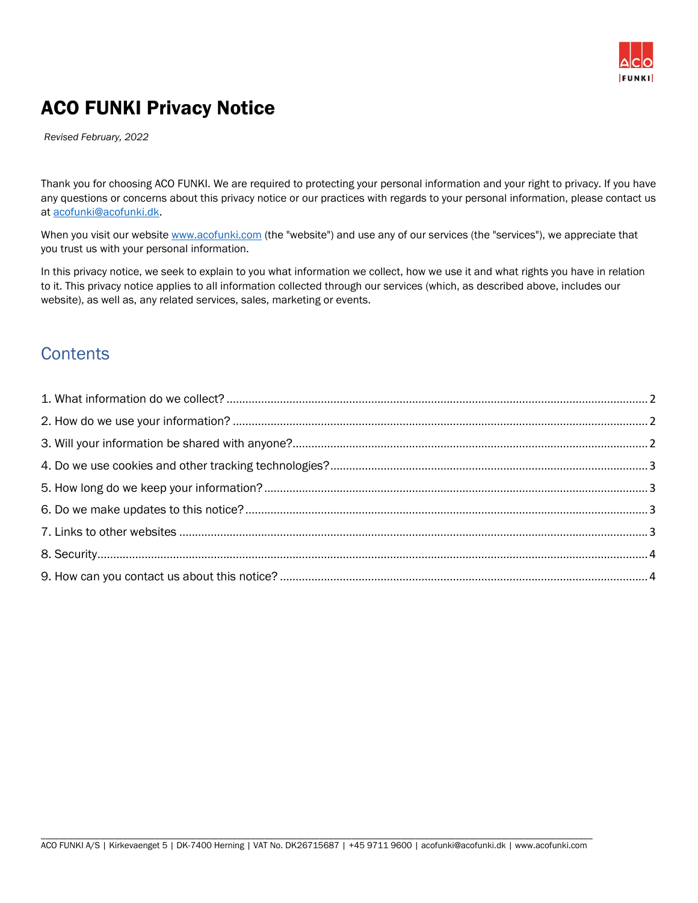# ACO FUNKI Privacy Notice

*Revised February, 2022*

Thank you for choosing ACO FUNKI. We are required to protecting your personal information and your right to privacy. If you have any questions or concerns about this privacy notice or our practices with regards to your personal information, please contact us at acofunki@acofunki.dk.

When you visit our website www.acofunki.com (the "website") and use any of our services (the "services"), we appreciate that you trust us with your personal information.

In this privacy notice, we seek to explain to you what information we collect, how we use it and what rights you have in relation to it. This privacy notice applies to all information collected through our services (which, as described above, includes our website), as well as, any related services, sales, marketing or events.

## Contents

1. What information do we collect? ..... 2
2. How do we use your information? ..... 2
3. Will your information be shared with anyone? ..... 2
4. Do we use cookies and other tracking technologies? ..... 3
5. How long do we keep your information? ..... 3
6. Do we make updates to this notice? ..... 3
7. Links to other websites ..... 3
8. Security ..... 4
9. How can you contact us about this notice? ..... 4

ACO FUNKI A/S | Kirkevaenget 5 | DK-7400 Herning | VAT No. DK26715687 | +45 9711 9600 | acofunki@acofunki.dk | www.acofunki.com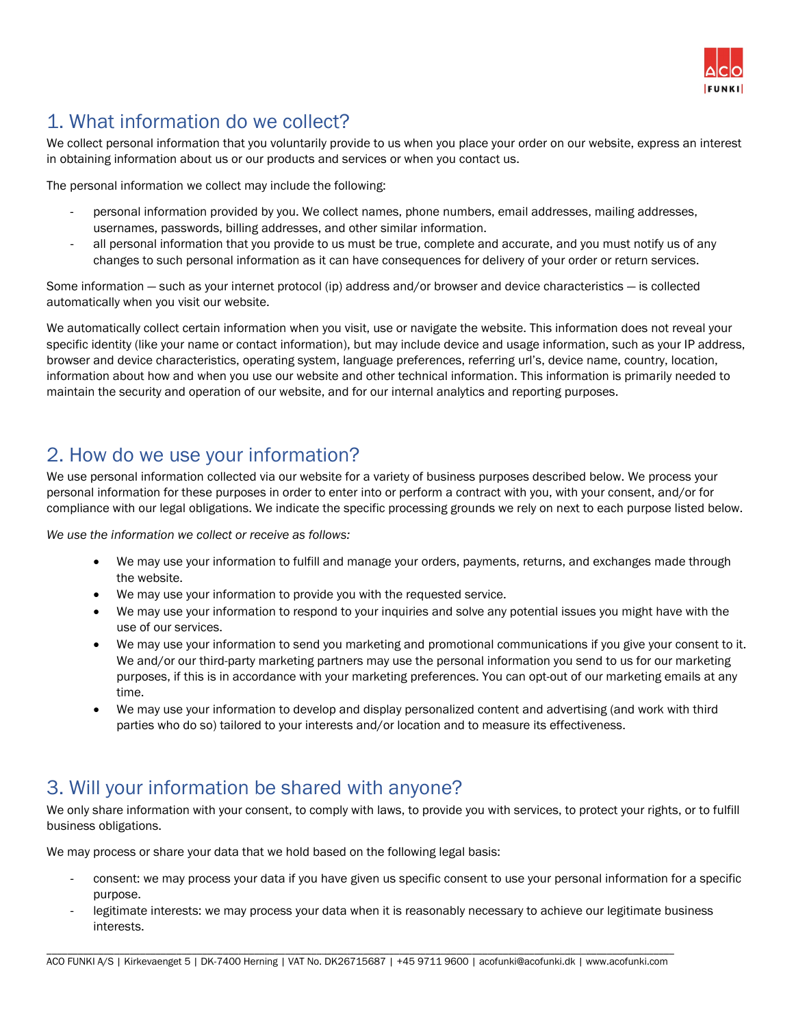## 1. What information do we collect?

We collect personal information that you voluntarily provide to us when you place your order on our website, express an interest in obtaining information about us or our products and services or when you contact us.

The personal information we collect may include the following:

- personal information provided by you. We collect names, phone numbers, email addresses, mailing addresses, usernames, passwords, billing addresses, and other similar information.
- all personal information that you provide to us must be true, complete and accurate, and you must notify us of any changes to such personal information as it can have consequences for delivery of your order or return services.

Some information — such as your internet protocol (ip) address and/or browser and device characteristics — is collected automatically when you visit our website.

We automatically collect certain information when you visit, use or navigate the website. This information does not reveal your specific identity (like your name or contact information), but may include device and usage information, such as your IP address, browser and device characteristics, operating system, language preferences, referring url's, device name, country, location, information about how and when you use our website and other technical information. This information is primarily needed to maintain the security and operation of our website, and for our internal analytics and reporting purposes.

## 2. How do we use your information?

We use personal information collected via our website for a variety of business purposes described below. We process your personal information for these purposes in order to enter into or perform a contract with you, with your consent, and/or for compliance with our legal obligations. We indicate the specific processing grounds we rely on next to each purpose listed below.

*We use the information we collect or receive as follows:*

- We may use your information to fulfill and manage your orders, payments, returns, and exchanges made through the website.
- We may use your information to provide you with the requested service.
- We may use your information to respond to your inquiries and solve any potential issues you might have with the use of our services.
- We may use your information to send you marketing and promotional communications if you give your consent to it. We and/or our third-party marketing partners may use the personal information you send to us for our marketing purposes, if this is in accordance with your marketing preferences. You can opt-out of our marketing emails at any time.
- We may use your information to develop and display personalized content and advertising (and work with third parties who do so) tailored to your interests and/or location and to measure its effectiveness.

## 3. Will your information be shared with anyone?

We only share information with your consent, to comply with laws, to provide you with services, to protect your rights, or to fulfill business obligations.

We may process or share your data that we hold based on the following legal basis:

- consent: we may process your data if you have given us specific consent to use your personal information for a specific purpose.
- legitimate interests: we may process your data when it is reasonably necessary to achieve our legitimate business interests.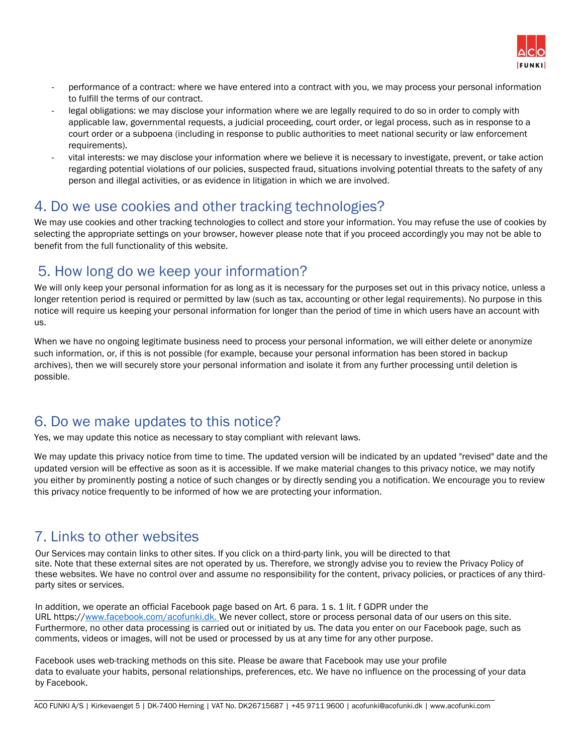- performance of a contract: where we have entered into a contract with you, we may process your personal information to fulfill the terms of our contract.
- legal obligations: we may disclose your information where we are legally required to do so in order to comply with applicable law, governmental requests, a judicial proceeding, court order, or legal process, such as in response to a court order or a subpoena (including in response to public authorities to meet national security or law enforcement requirements).
- vital interests: we may disclose your information where we believe it is necessary to investigate, prevent, or take action regarding potential violations of our policies, suspected fraud, situations involving potential threats to the safety of any person and illegal activities, or as evidence in litigation in which we are involved.

## 4. Do we use cookies and other tracking technologies?

We may use cookies and other tracking technologies to collect and store your information. You may refuse the use of cookies by selecting the appropriate settings on your browser, however please note that if you proceed accordingly you may not be able to benefit from the full functionality of this website.

## 5. How long do we keep your information?

We will only keep your personal information for as long as it is necessary for the purposes set out in this privacy notice, unless a longer retention period is required or permitted by law (such as tax, accounting or other legal requirements). No purpose in this notice will require us keeping your personal information for longer than the period of time in which users have an account with us.

When we have no ongoing legitimate business need to process your personal information, we will either delete or anonymize such information, or, if this is not possible (for example, because your personal information has been stored in backup archives), then we will securely store your personal information and isolate it from any further processing until deletion is possible.

## 6. Do we make updates to this notice?

Yes, we may update this notice as necessary to stay compliant with relevant laws.

We may update this privacy notice from time to time. The updated version will be indicated by an updated "revised" date and the updated version will be effective as soon as it is accessible. If we make material changes to this privacy notice, we may notify you either by prominently posting a notice of such changes or by directly sending you a notification. We encourage you to review this privacy notice frequently to be informed of how we are protecting your information.

## 7. Links to other websites

Our Services may contain links to other sites. If you click on a third-party link, you will be directed to that site. Note that these external sites are not operated by us. Therefore, we strongly advise you to review the Privacy Policy of these websites. We have no control over and assume no responsibility for the content, privacy policies, or practices of any third-party sites or services.

In addition, we operate an official Facebook page based on Art. 6 para. 1 s. 1 lit. f GDPR under the URL https://www.facebook.com/acofunki.dk. We never collect, store or process personal data of our users on this site. Furthermore, no other data processing is carried out or initiated by us. The data you enter on our Facebook page, such as comments, videos or images, will not be used or processed by us at any time for any other purpose.

Facebook uses web-tracking methods on this site. Please be aware that Facebook may use your profile data to evaluate your habits, personal relationships, preferences, etc. We have no influence on the processing of your data by Facebook.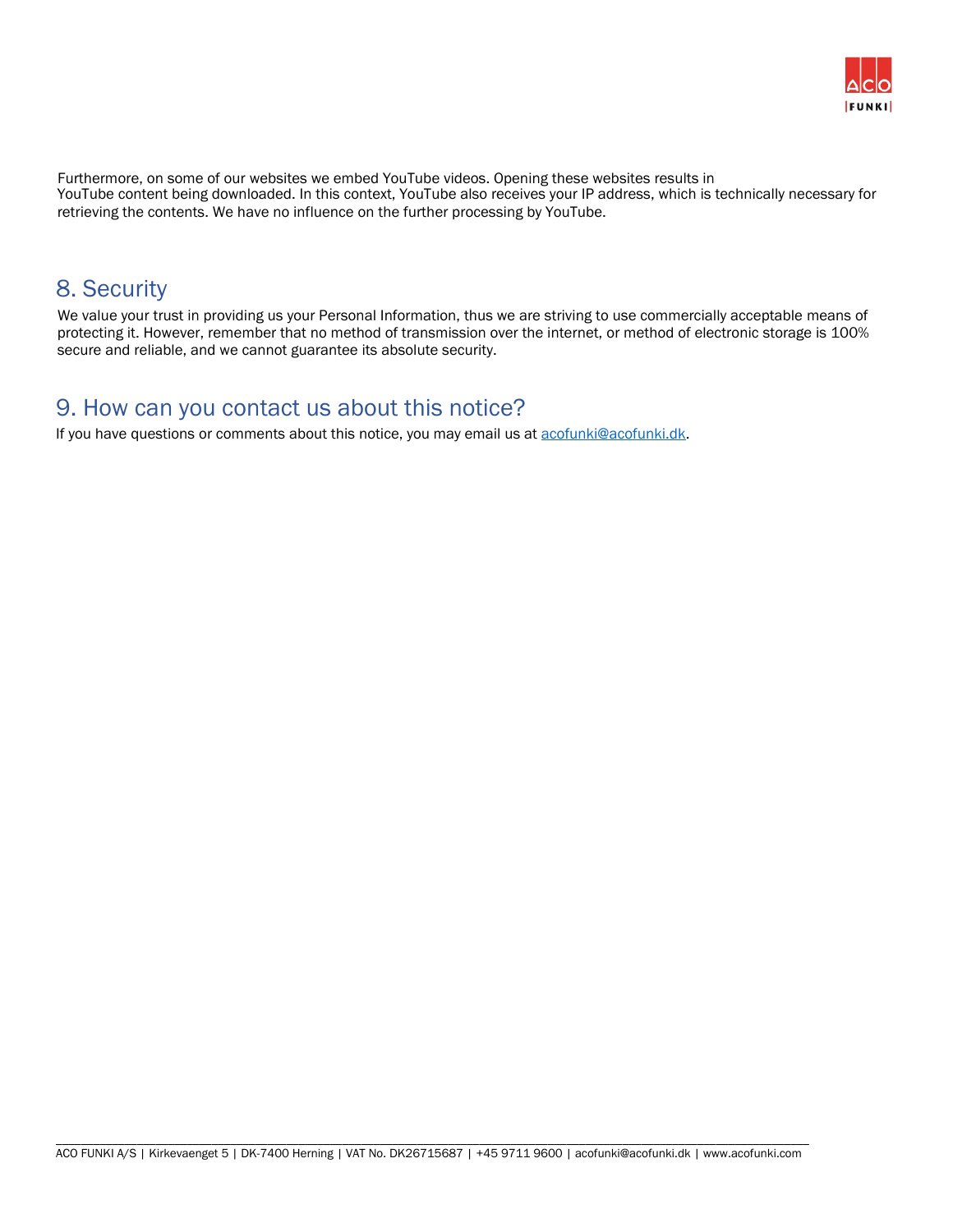Furthermore, on some of our websites we embed YouTube videos. Opening these websites results in YouTube content being downloaded. In this context, YouTube also receives your IP address, which is technically necessary for retrieving the contents. We have no influence on the further processing by YouTube.

## 8. Security

We value your trust in providing us your Personal Information, thus we are striving to use commercially acceptable means of protecting it. However, remember that no method of transmission over the internet, or method of electronic storage is 100% secure and reliable, and we cannot guarantee its absolute security.

## 9. How can you contact us about this notice?

If you have questions or comments about this notice, you may email us at acofunki@acofunki.dk.